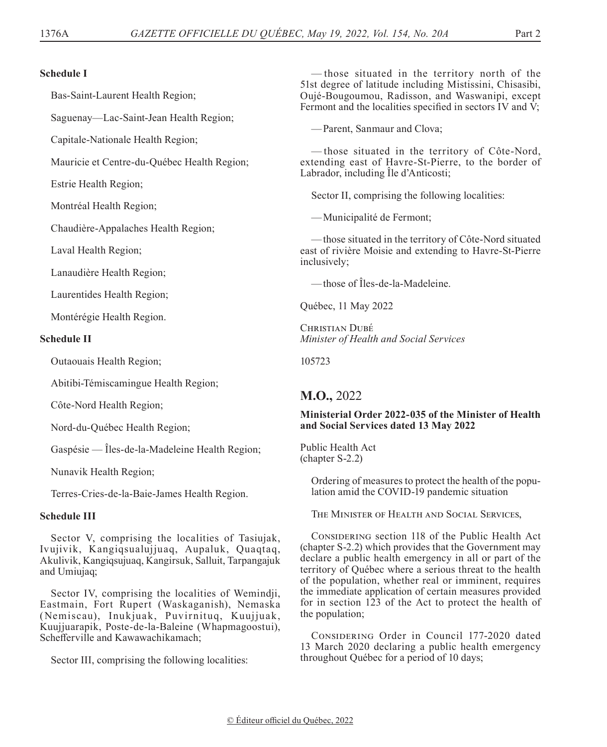**Schedule I**

Bas-Saint-Laurent Health Region;

Saguenay—Lac-Saint-Jean Health Region;

Capitale-Nationale Health Region;

Mauricie et Centre-du-Québec Health Region;

Estrie Health Region;

Montréal Health Region;

Chaudière-Appalaches Health Region;

Laval Health Region;

Lanaudière Health Region;

Laurentides Health Region;

Montérégie Health Region.

**Schedule II**

Outaouais Health Region;

Abitibi-Témiscamingue Health Region;

Côte-Nord Health Region;

Nord-du-Québec Health Region;

Gaspésie — Îles-de-la-Madeleine Health Region;

Nunavik Health Region;

Terres-Cries-de-la-Baie-James Health Region.

**Schedule III**

Sector V, comprising the localities of Tasiujak, Ivujivik, Kangiqsualujjuaq, Aupaluk, Quaqtaq, Akulivik, Kangiqsujuaq, Kangirsuk, Salluit, Tarpangajuk and Umiujaq;

Sector IV, comprising the localities of Wemindji, Eastmain, Fort Rupert (Waskaganish), Nemaska (Nemiscau), Inukjuak, Puvirnituq, Kuujjuak, Kuujjuarapik, Poste-de-la-Baleine (Whapmagoostui), Schefferville and Kawawachikamach;

Sector III, comprising the following localities:

— those situated in the territory north of the 51st degree of latitude including Mistissini, Chisasibi, Oujé-Bougoumou, Radisson, and Waswanipi, except Fermont and the localities specified in sectors IV and V;

— Parent, Sanmaur and Clova;

— those situated in the territory of Côte-Nord, extending east of Havre-St-Pierre, to the border of Labrador, including Île d'Anticosti;

Sector II, comprising the following localities:

— Municipalité de Fermont;

— those situated in the territory of Côte-Nord situated east of rivière Moisie and extending to Havre-St-Pierre inclusively;

— those of Îles-de-la-Madeleine.

Québec, 11 May 2022

Christian Dubé
*Minister of Health and Social Services*

105723

## M.O., 2022

**Ministerial Order 2022-035 of the Minister of Health and Social Services dated 13 May 2022**

Public Health Act
(chapter S-2.2)

Ordering of measures to protect the health of the population amid the COVID-19 pandemic situation

The Minister of Health and Social Services,

Considering section 118 of the Public Health Act (chapter S-2.2) which provides that the Government may declare a public health emergency in all or part of the territory of Québec where a serious threat to the health of the population, whether real or imminent, requires the immediate application of certain measures provided for in section 123 of the Act to protect the health of the population;

Considering Order in Council 177-2020 dated 13 March 2020 declaring a public health emergency throughout Québec for a period of 10 days;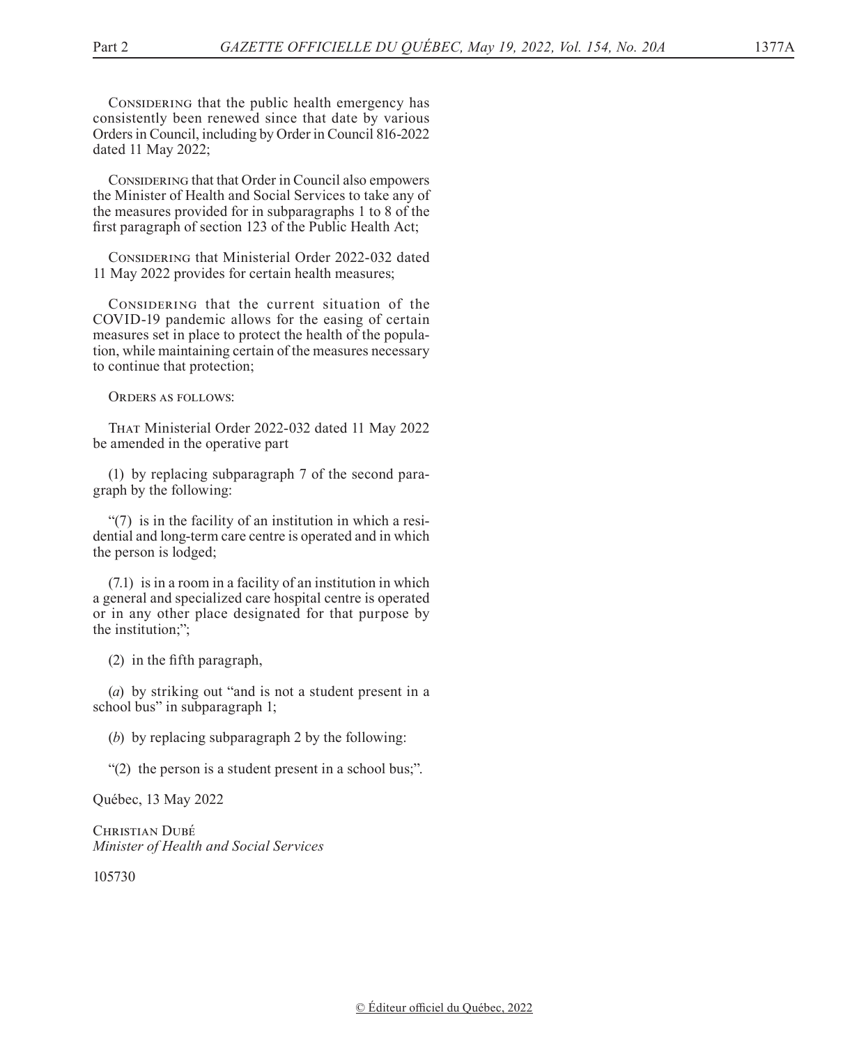Considering that the public health emergency has consistently been renewed since that date by various Orders in Council, including by Order in Council 816-2022 dated 11 May 2022;

Considering that that Order in Council also empowers the Minister of Health and Social Services to take any of the measures provided for in subparagraphs 1 to 8 of the first paragraph of section 123 of the Public Health Act;

Considering that Ministerial Order 2022-032 dated 11 May 2022 provides for certain health measures;

Considering that the current situation of the COVID-19 pandemic allows for the easing of certain measures set in place to protect the health of the population, while maintaining certain of the measures necessary to continue that protection;

Orders as follows:

That Ministerial Order 2022-032 dated 11 May 2022 be amended in the operative part

(1) by replacing subparagraph 7 of the second paragraph by the following:

"(7) is in the facility of an institution in which a residential and long-term care centre is operated and in which the person is lodged;

(7.1) is in a room in a facility of an institution in which a general and specialized care hospital centre is operated or in any other place designated for that purpose by the institution;";

(2) in the fifth paragraph,

(*a*) by striking out "and is not a student present in a school bus" in subparagraph 1;

(*b*) by replacing subparagraph 2 by the following:

"(2) the person is a student present in a school bus;".

Québec, 13 May 2022

Christian Dubé
*Minister of Health and Social Services*

105730